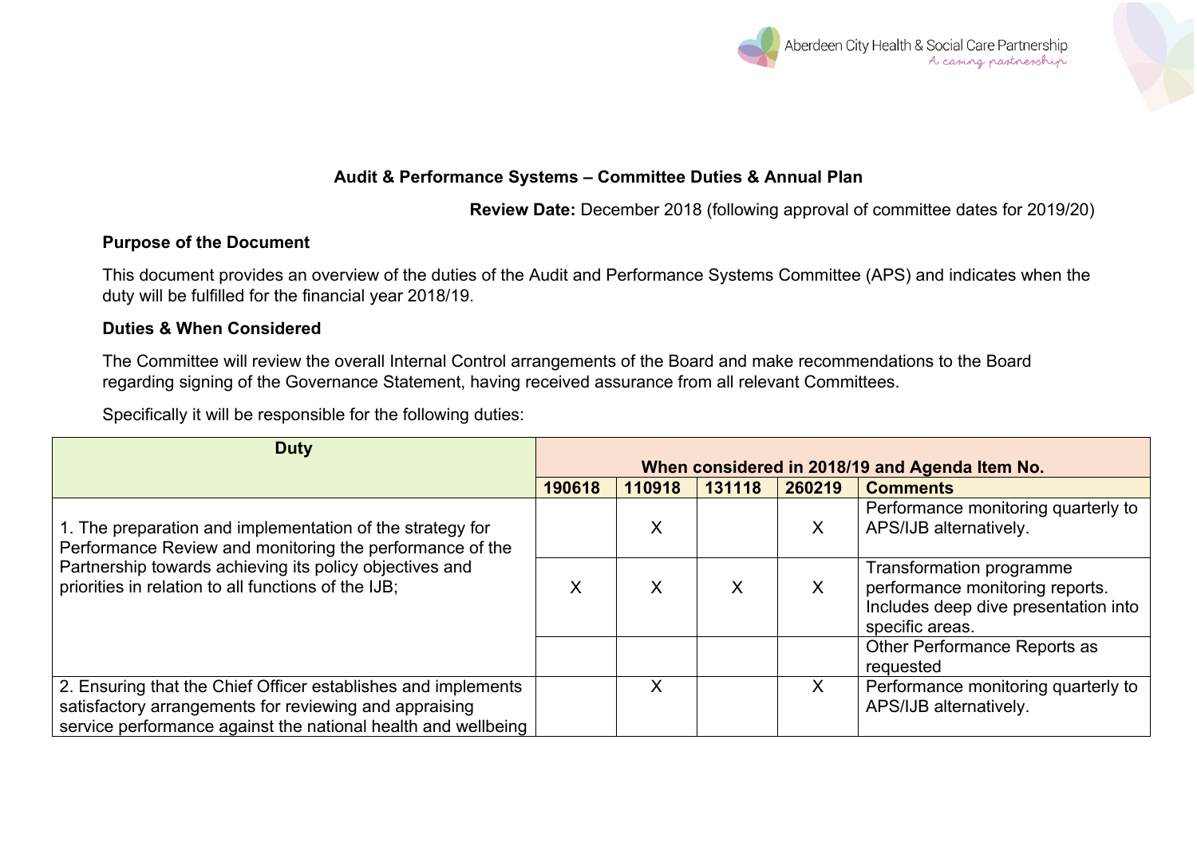**Audit & Performance Systems – Committee Duties & Annual Plan**

**Review Date:** December 2018 (following approval of committee dates for 2019/20)

**Purpose of the Document**

This document provides an overview of the duties of the Audit and Performance Systems Committee (APS) and indicates when the duty will be fulfilled for the financial year 2018/19.

**Duties & When Considered**

The Committee will review the overall Internal Control arrangements of the Board and make recommendations to the Board regarding signing of the Governance Statement, having received assurance from all relevant Committees.

Specifically it will be responsible for the following duties:

| Duty | When considered in 2018/19 and Agenda Item No. | | | | |
|---|---|---|---|---|---|
| | 190618 | 110918 | 131118 | 260219 | Comments |
| 1. The preparation and implementation of the strategy for Performance Review and monitoring the performance of the Partnership towards achieving its policy objectives and priorities in relation to all functions of the IJB; | | X | | X | Performance monitoring quarterly to APS/IJB alternatively. |
| | X | X | X | X | Transformation programme performance monitoring reports. Includes deep dive presentation into specific areas. |
| | | | | | Other Performance Reports as requested |
| 2. Ensuring that the Chief Officer establishes and implements satisfactory arrangements for reviewing and appraising service performance against the national health and wellbeing | | X | | X | Performance monitoring quarterly to APS/IJB alternatively. |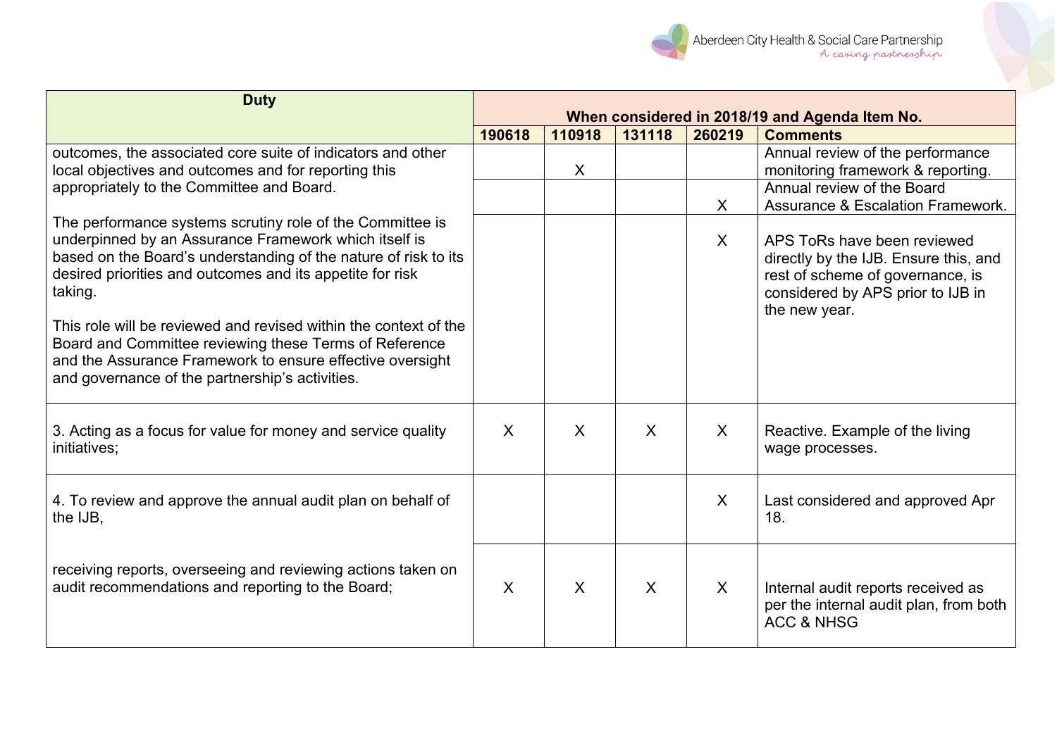| Duty | When considered in 2018/19 and Agenda Item No. | | | | |
|---|---|---|---|---|---|
| | 190618 | 110918 | 131118 | 260219 | Comments |
| outcomes, the associated core suite of indicators and other local objectives and outcomes and for reporting this appropriately to the Committee and Board. | | X | | | Annual review of the performance monitoring framework & reporting. |
| | | | | X | Annual review of the Board Assurance & Escalation Framework. |
| The performance systems scrutiny role of the Committee is underpinned by an Assurance Framework which itself is based on the Board's understanding of the nature of risk to its desired priorities and outcomes and its appetite for risk taking.<br><br>This role will be reviewed and revised within the context of the Board and Committee reviewing these Terms of Reference and the Assurance Framework to ensure effective oversight and governance of the partnership's activities. | | | | X | APS ToRs have been reviewed directly by the IJB. Ensure this, and rest of scheme of governance, is considered by APS prior to IJB in the new year. |
| 3. Acting as a focus for value for money and service quality initiatives; | X | X | X | X | Reactive. Example of the living wage processes. |
| 4. To review and approve the annual audit plan on behalf of the IJB, | | | | X | Last considered and approved Apr 18. |
| receiving reports, overseeing and reviewing actions taken on audit recommendations and reporting to the Board; | X | X | X | X | Internal audit reports received as per the internal audit plan, from both ACC & NHSG |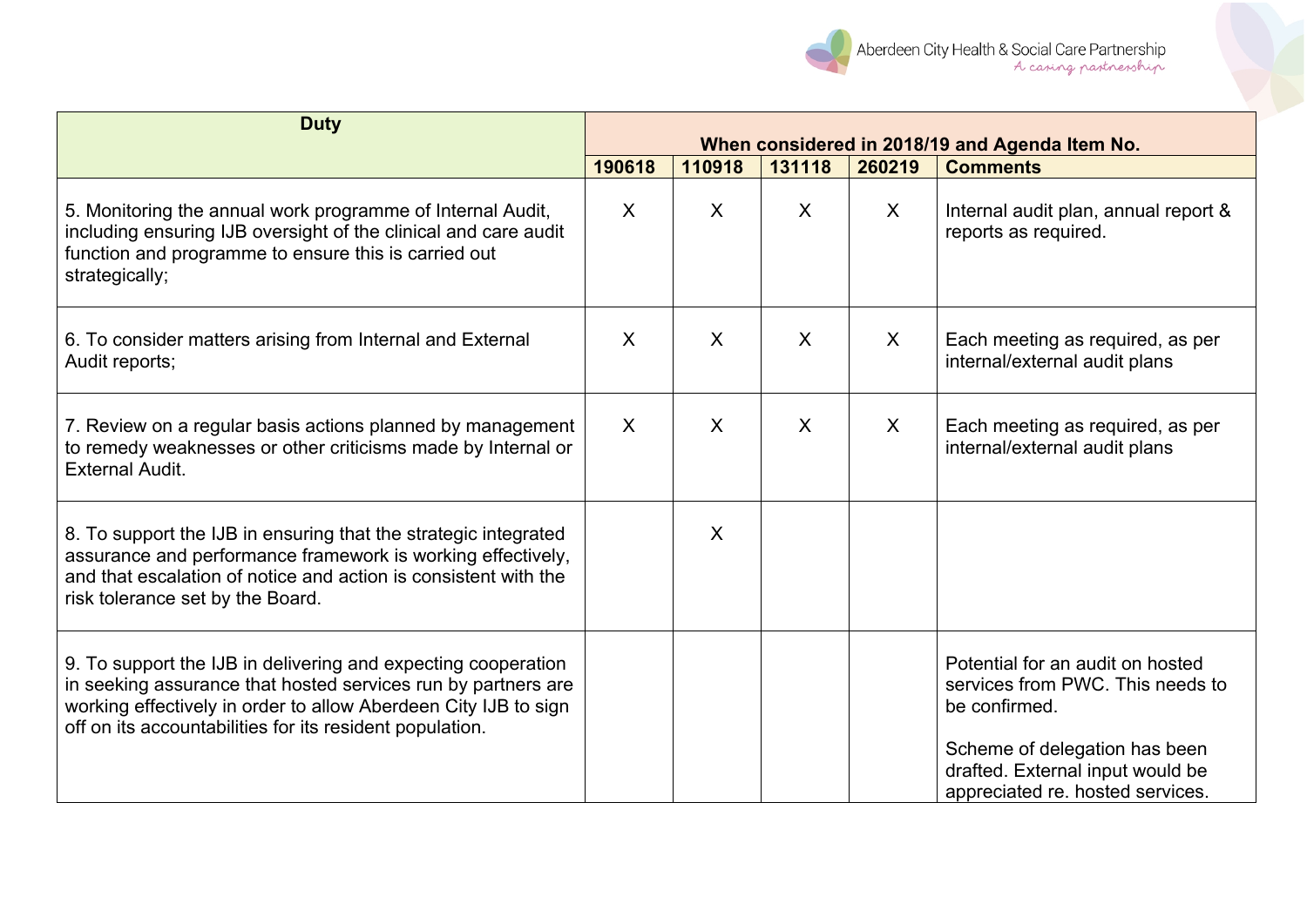| Duty | When considered in 2018/19 and Agenda Item No. | | | | |
|---|---|---|---|---|---|
| | 190618 | 110918 | 131118 | 260219 | Comments |
| 5. Monitoring the annual work programme of Internal Audit, including ensuring IJB oversight of the clinical and care audit function and programme to ensure this is carried out strategically; | X | X | X | X | Internal audit plan, annual report & reports as required. |
| 6. To consider matters arising from Internal and External Audit reports; | X | X | X | X | Each meeting as required, as per internal/external audit plans |
| 7. Review on a regular basis actions planned by management to remedy weaknesses or other criticisms made by Internal or External Audit. | X | X | X | X | Each meeting as required, as per internal/external audit plans |
| 8. To support the IJB in ensuring that the strategic integrated assurance and performance framework is working effectively, and that escalation of notice and action is consistent with the risk tolerance set by the Board. | | X | | | |
| 9. To support the IJB in delivering and expecting cooperation in seeking assurance that hosted services run by partners are working effectively in order to allow Aberdeen City IJB to sign off on its accountabilities for its resident population. | | | | | Potential for an audit on hosted services from PWC. This needs to be confirmed.<br><br>Scheme of delegation has been drafted. External input would be appreciated re. hosted services. |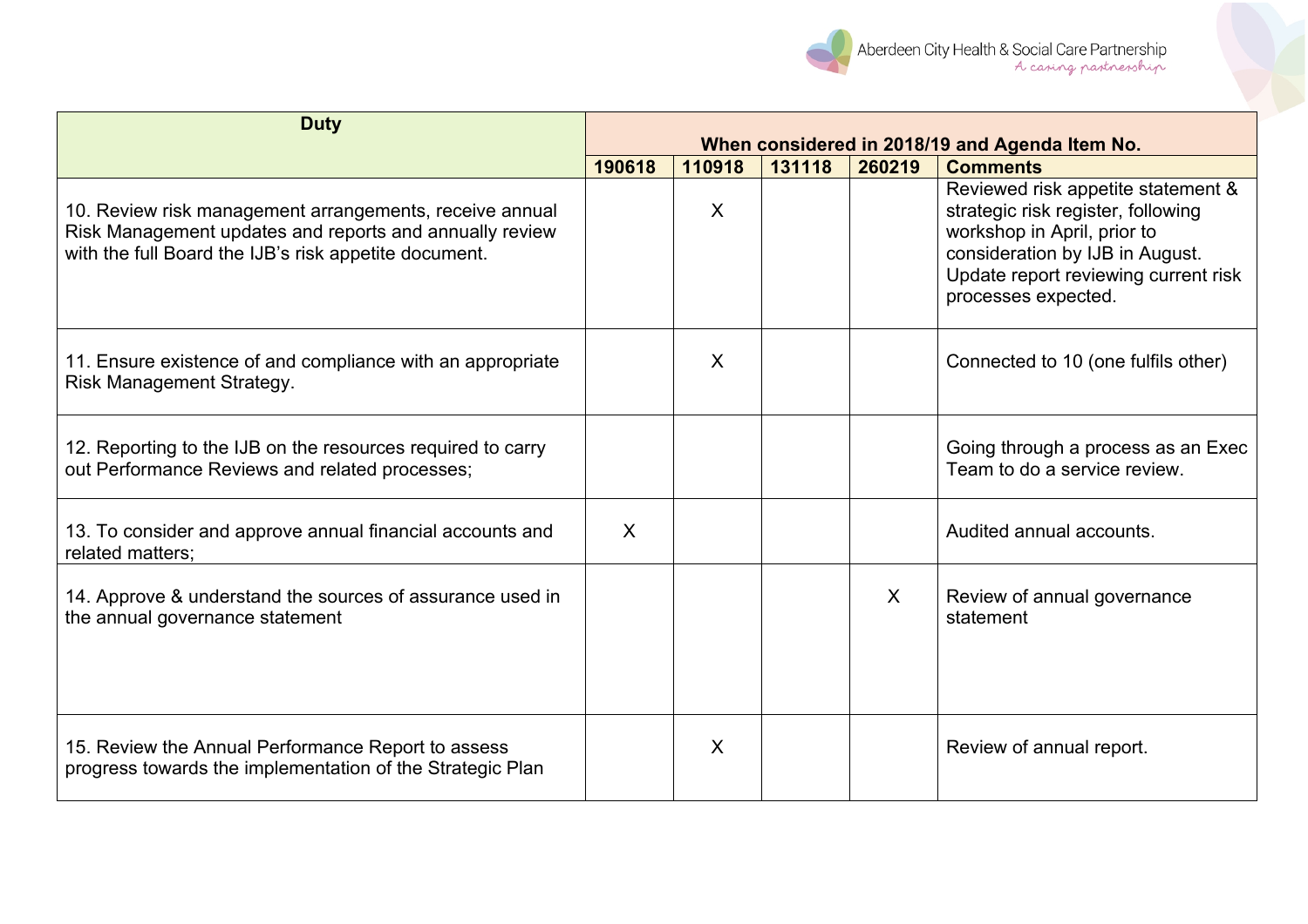| Duty | When considered in 2018/19 and Agenda Item No. | | | | |
|---|---|---|---|---|---|
| | 190618 | 110918 | 131118 | 260219 | Comments |
| 10. Review risk management arrangements, receive annual Risk Management updates and reports and annually review with the full Board the IJB's risk appetite document. | | X | | | Reviewed risk appetite statement & strategic risk register, following workshop in April, prior to consideration by IJB in August. Update report reviewing current risk processes expected. |
| 11. Ensure existence of and compliance with an appropriate Risk Management Strategy. | | X | | | Connected to 10 (one fulfils other) |
| 12. Reporting to the IJB on the resources required to carry out Performance Reviews and related processes; | | | | | Going through a process as an Exec Team to do a service review. |
| 13. To consider and approve annual financial accounts and related matters; | X | | | | Audited annual accounts. |
| 14. Approve & understand the sources of assurance used in the annual governance statement | | | | X | Review of annual governance statement |
| 15. Review the Annual Performance Report to assess progress towards the implementation of the Strategic Plan | | X | | | Review of annual report. |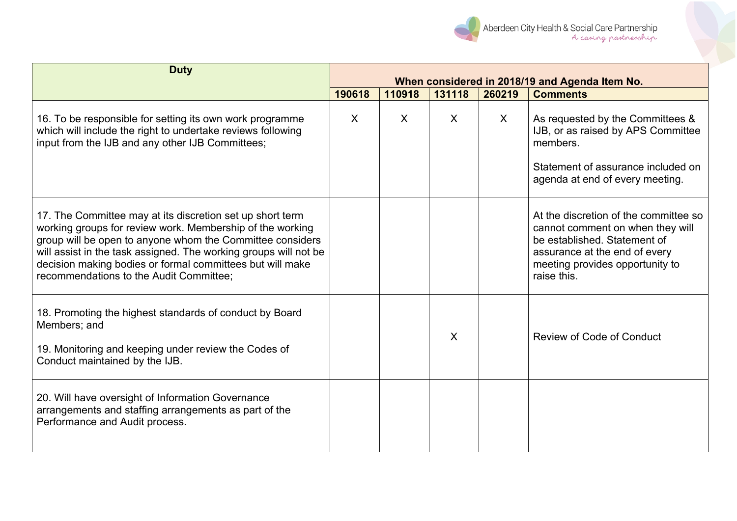| Duty | When considered in 2018/19 and Agenda Item No. | | | | |
|---|---|---|---|---|---|
| | 190618 | 110918 | 131118 | 260219 | Comments |
| 16. To be responsible for setting its own work programme which will include the right to undertake reviews following input from the IJB and any other IJB Committees; | X | X | X | X | As requested by the Committees & IJB, or as raised by APS Committee members.<br><br>Statement of assurance included on agenda at end of every meeting. |
| 17. The Committee may at its discretion set up short term working groups for review work. Membership of the working group will be open to anyone whom the Committee considers will assist in the task assigned. The working groups will not be decision making bodies or formal committees but will make recommendations to the Audit Committee; | | | | | At the discretion of the committee so cannot comment on when they will be established. Statement of assurance at the end of every meeting provides opportunity to raise this. |
| 18. Promoting the highest standards of conduct by Board Members; and<br><br>19. Monitoring and keeping under review the Codes of Conduct maintained by the IJB. | | | X | | Review of Code of Conduct |
| 20. Will have oversight of Information Governance arrangements and staffing arrangements as part of the Performance and Audit process. | | | | | |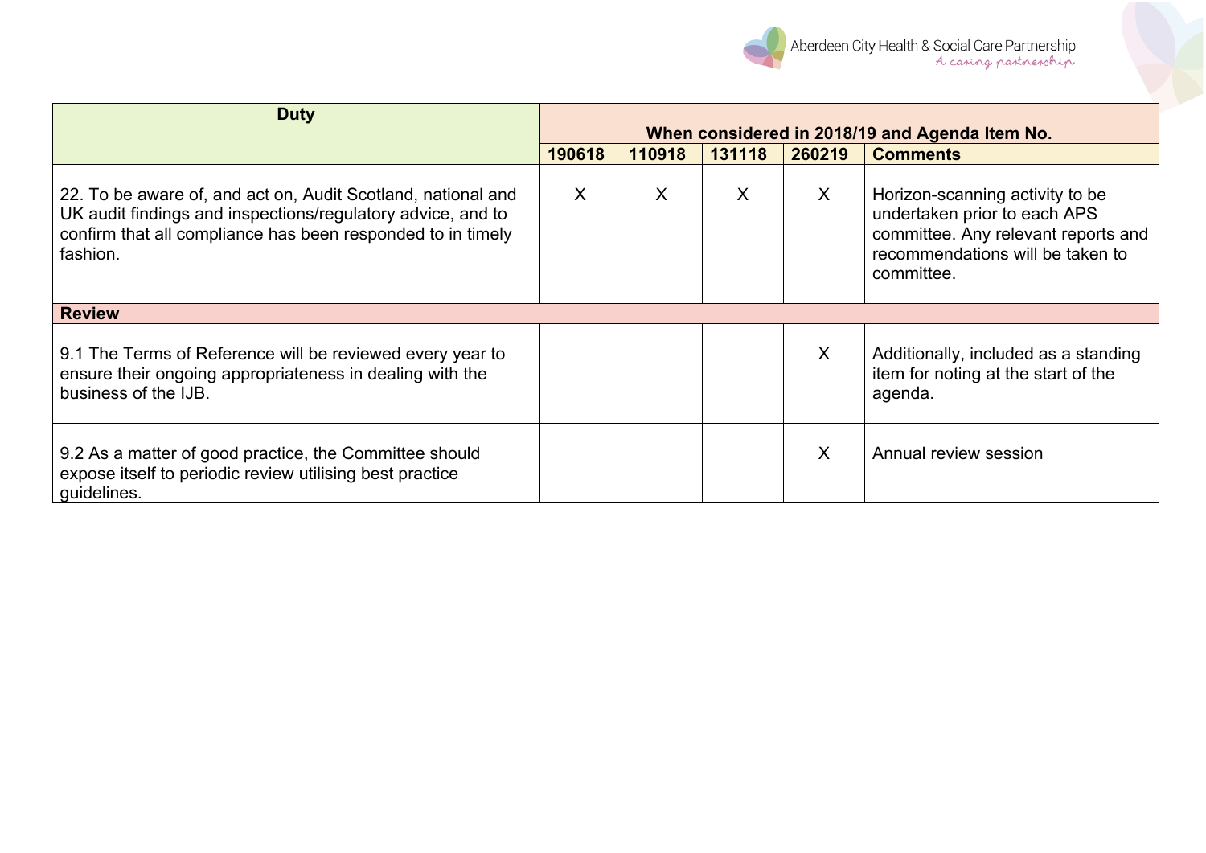| Duty | When considered in 2018/19 and Agenda Item No. | | | | |
|---|---|---|---|---|---|
| | 190618 | 110918 | 131118 | 260219 | Comments |
| 22. To be aware of, and act on, Audit Scotland, national and UK audit findings and inspections/regulatory advice, and to confirm that all compliance has been responded to in timely fashion. | X | X | X | X | Horizon-scanning activity to be undertaken prior to each APS committee. Any relevant reports and recommendations will be taken to committee. |
| **Review** | | | | | |
| 9.1 The Terms of Reference will be reviewed every year to ensure their ongoing appropriateness in dealing with the business of the IJB. | | | | X | Additionally, included as a standing item for noting at the start of the agenda. |
| 9.2 As a matter of good practice, the Committee should expose itself to periodic review utilising best practice guidelines. | | | | X | Annual review session |